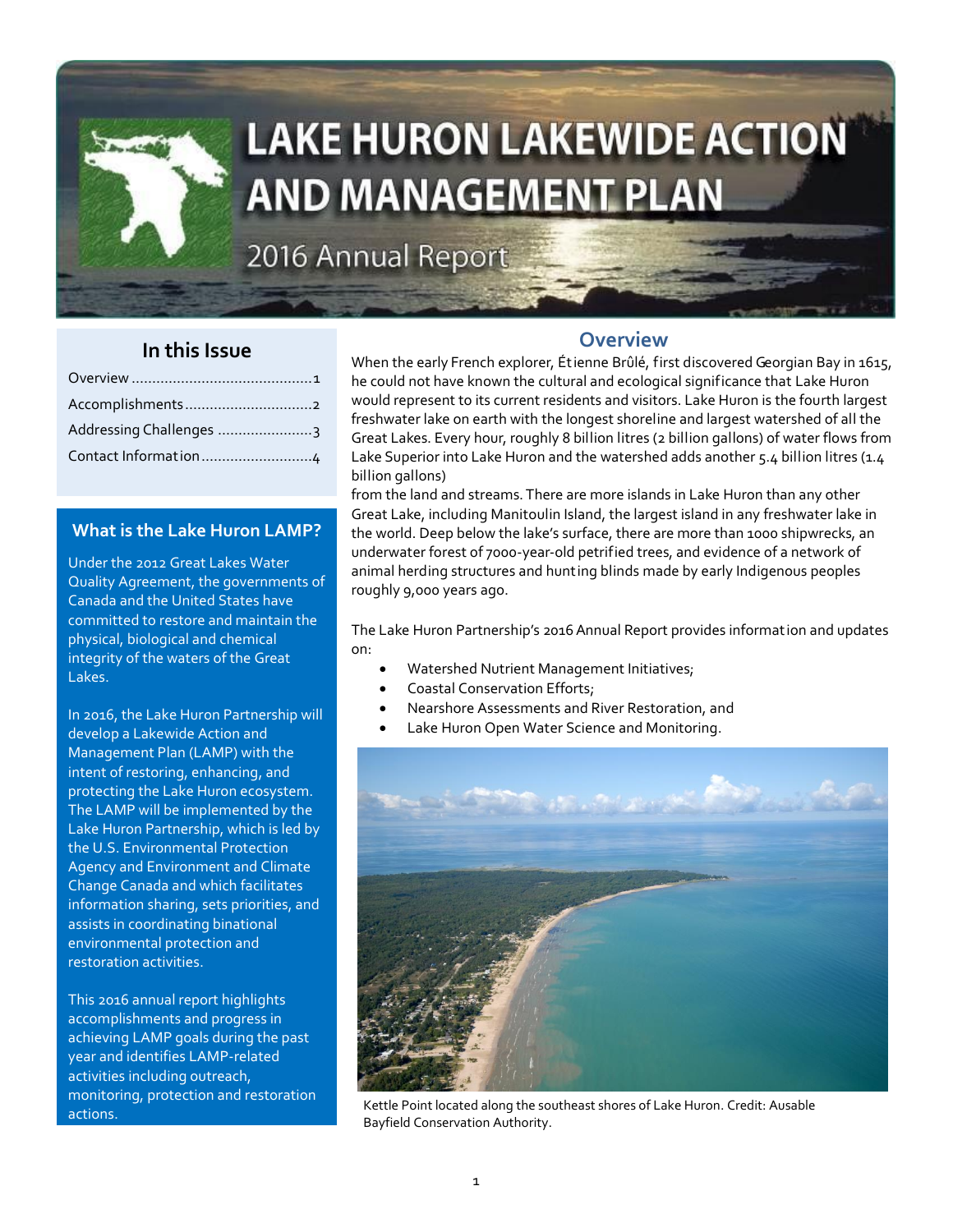# LAKE HURON LAKEWIDE ACTION AND MANAGEMENT PLAN

## 2016 Annual Report

### In this Issue

- Overview ........................................... 1
- Accomplishments .............................. 2
- Addressing Challenges ...................... 3
- Contact Information .......................... 4

### What is the Lake Huron LAMP?

Under the 2012 Great Lakes Water Quality Agreement, the governments of Canada and the United States have committed to restore and maintain the physical, biological and chemical integrity of the waters of the Great Lakes.

In 2016, the Lake Huron Partnership will develop a Lakewide Action and Management Plan (LAMP) with the intent of restoring, enhancing, and protecting the Lake Huron ecosystem. The LAMP will be implemented by the Lake Huron Partnership, which is led by the U.S. Environmental Protection Agency and Environment and Climate Change Canada and which facilitates information sharing, sets priorities, and assists in coordinating binational environmental protection and restoration activities.

This 2016 annual report highlights accomplishments and progress in achieving LAMP goals during the past year and identifies LAMP-related activities including outreach, monitoring, protection and restoration actions.

## Overview

When the early French explorer, Étienne Brûlé, first discovered Georgian Bay in 1615, he could not have known the cultural and ecological significance that Lake Huron would represent to its current residents and visitors. Lake Huron is the fourth largest freshwater lake on earth with the longest shoreline and largest watershed of all the Great Lakes. Every hour, roughly 8 billion litres (2 billion gallons) of water flows from Lake Superior into Lake Huron and the watershed adds another 5.4 billion litres (1.4 billion gallons) from the land and streams. There are more islands in Lake Huron than any other Great Lake, including Manitoulin Island, the largest island in any freshwater lake in the world. Deep below the lake's surface, there are more than 1000 shipwrecks, an underwater forest of 7000-year-old petrified trees, and evidence of a network of animal herding structures and hunting blinds made by early Indigenous peoples roughly 9,000 years ago.

The Lake Huron Partnership's 2016 Annual Report provides information and updates on:

- Watershed Nutrient Management Initiatives;
- Coastal Conservation Efforts;
- Nearshore Assessments and River Restoration, and
- Lake Huron Open Water Science and Monitoring.

Kettle Point located along the southeast shores of Lake Huron. Credit: Ausable Bayfield Conservation Authority.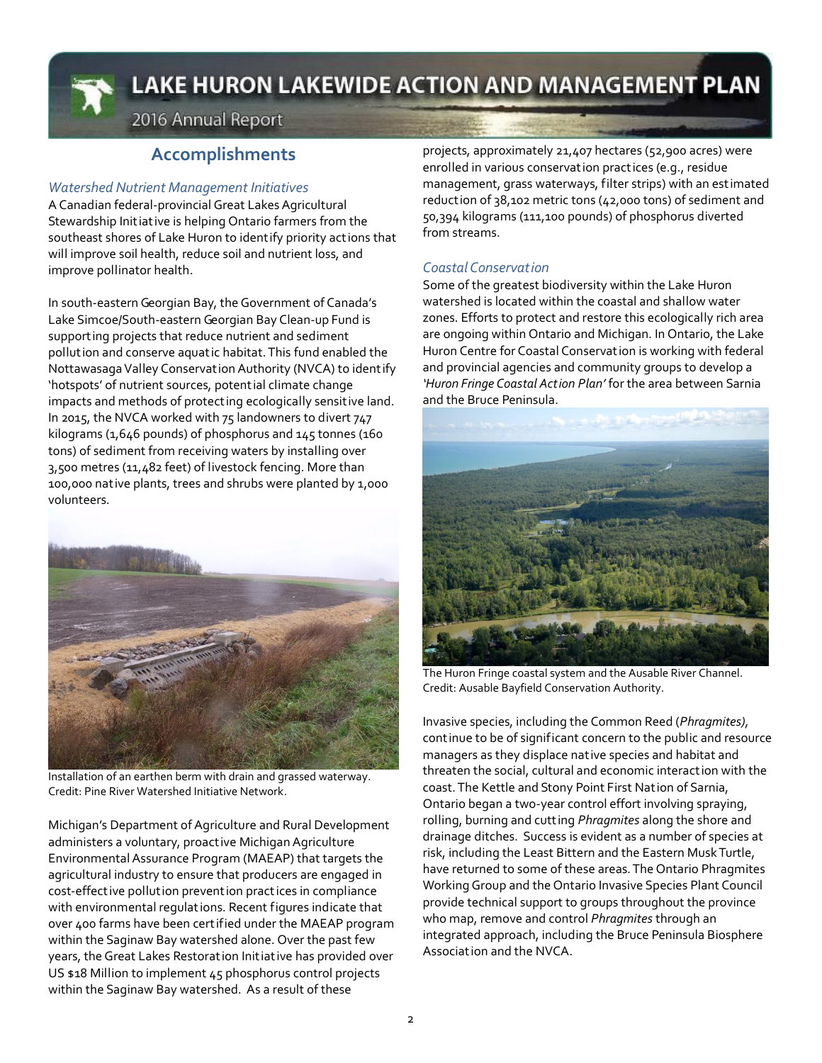## Accomplishments

### *Watershed Nutrient Management Initiatives*

A Canadian federal-provincial Great Lakes Agricultural Stewardship Initiative is helping Ontario farmers from the southeast shores of Lake Huron to identify priority actions that will improve soil health, reduce soil and nutrient loss, and improve pollinator health.

In south-eastern Georgian Bay, the Government of Canada's Lake Simcoe/South-eastern Georgian Bay Clean-up Fund is supporting projects that reduce nutrient and sediment pollution and conserve aquatic habitat. This fund enabled the Nottawasaga Valley Conservation Authority (NVCA) to identify 'hotspots' of nutrient sources, potential climate change impacts and methods of protecting ecologically sensitive land. In 2015, the NVCA worked with 75 landowners to divert 747 kilograms (1,646 pounds) of phosphorus and 145 tonnes (160 tons) of sediment from receiving waters by installing over 3,500 metres (11,482 feet) of livestock fencing. More than 100,000 native plants, trees and shrubs were planted by 1,000 volunteers.

Installation of an earthen berm with drain and grassed waterway. Credit: Pine River Watershed Initiative Network.

Michigan's Department of Agriculture and Rural Development administers a voluntary, proactive Michigan Agriculture Environmental Assurance Program (MAEAP) that targets the agricultural industry to ensure that producers are engaged in cost-effective pollution prevention practices in compliance with environmental regulations. Recent figures indicate that over 400 farms have been certified under the MAEAP program within the Saginaw Bay watershed alone. Over the past few years, the Great Lakes Restoration Initiative has provided over US $18 Million to implement 45 phosphorus control projects within the Saginaw Bay watershed. As a result of these projects, approximately 21,407 hectares (52,900 acres) were enrolled in various conservation practices (e.g., residue management, grass waterways, filter strips) with an estimated reduction of 38,102 metric tons (42,000 tons) of sediment and 50,394 kilograms (111,100 pounds) of phosphorus diverted from streams.

### *Coastal Conservation*

Some of the greatest biodiversity within the Lake Huron watershed is located within the coastal and shallow water zones. Efforts to protect and restore this ecologically rich area are ongoing within Ontario and Michigan. In Ontario, the Lake Huron Centre for Coastal Conservation is working with federal and provincial agencies and community groups to develop a *'Huron Fringe Coastal Action Plan'* for the area between Sarnia and the Bruce Peninsula.

The Huron Fringe coastal system and the Ausable River Channel. Credit: Ausable Bayfield Conservation Authority.

Invasive species, including the Common Reed (*Phragmites)*, continue to be of significant concern to the public and resource managers as they displace native species and habitat and threaten the social, cultural and economic interaction with the coast. The Kettle and Stony Point First Nation of Sarnia, Ontario began a two-year control effort involving spraying, rolling, burning and cutting *Phragmites* along the shore and drainage ditches. Success is evident as a number of species at risk, including the Least Bittern and the Eastern Musk Turtle, have returned to some of these areas. The Ontario Phragmites Working Group and the Ontario Invasive Species Plant Council provide technical support to groups throughout the province who map, remove and control *Phragmites* through an integrated approach, including the Bruce Peninsula Biosphere Association and the NVCA.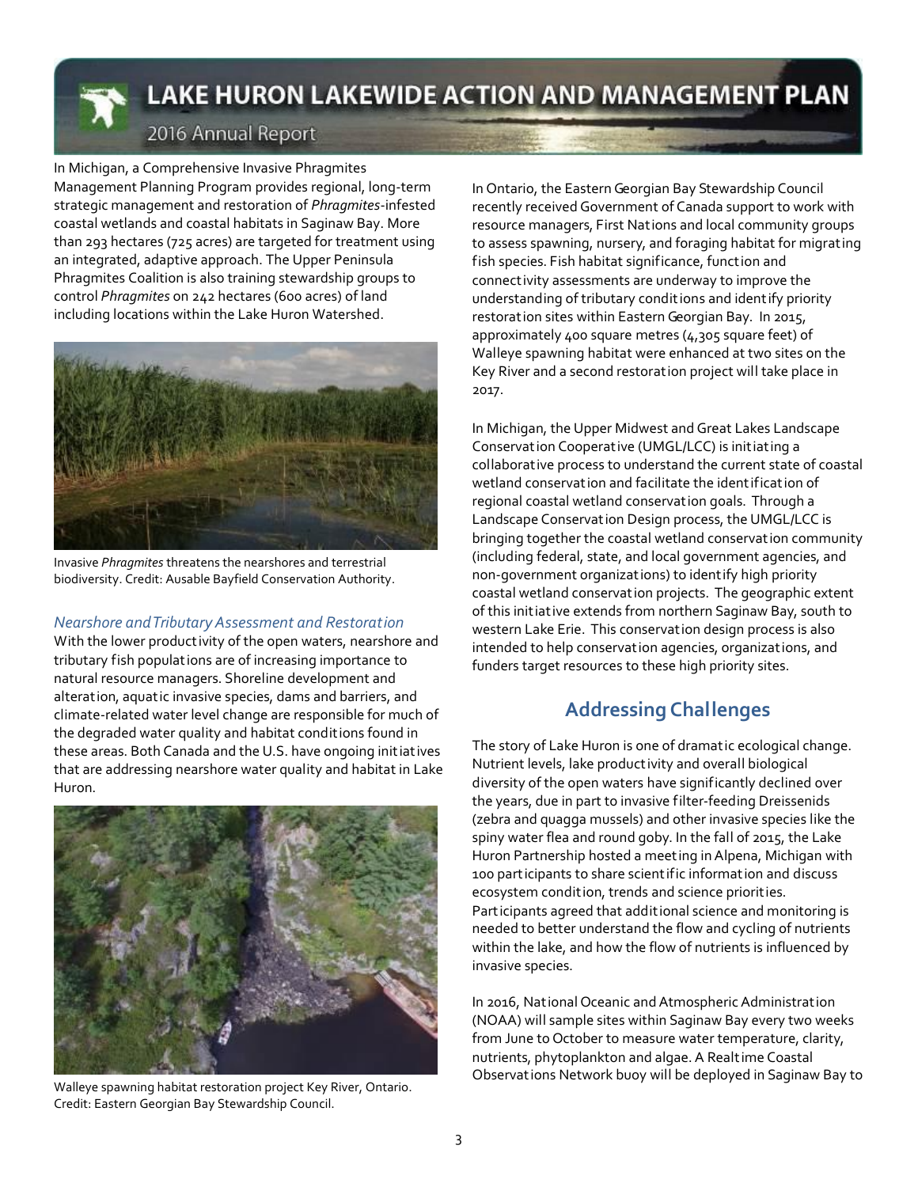In Michigan, a Comprehensive Invasive Phragmites Management Planning Program provides regional, long-term strategic management and restoration of *Phragmites*-infested coastal wetlands and coastal habitats in Saginaw Bay. More than 293 hectares (725 acres) are targeted for treatment using an integrated, adaptive approach. The Upper Peninsula Phragmites Coalition is also training stewardship groups to control *Phragmites* on 242 hectares (600 acres) of land including locations within the Lake Huron Watershed.

Invasive *Phragmites* threatens the nearshores and terrestrial biodiversity. Credit: Ausable Bayfield Conservation Authority.

### *Nearshore and Tributary Assessment and Restoration*

With the lower productivity of the open waters, nearshore and tributary fish populations are of increasing importance to natural resource managers. Shoreline development and alteration, aquatic invasive species, dams and barriers, and climate-related water level change are responsible for much of the degraded water quality and habitat conditions found in these areas. Both Canada and the U.S. have ongoing initiatives that are addressing nearshore water quality and habitat in Lake Huron.

Walleye spawning habitat restoration project Key River, Ontario. Credit: Eastern Georgian Bay Stewardship Council.

In Ontario, the Eastern Georgian Bay Stewardship Council recently received Government of Canada support to work with resource managers, First Nations and local community groups to assess spawning, nursery, and foraging habitat for migrating fish species. Fish habitat significance, function and connectivity assessments are underway to improve the understanding of tributary conditions and identify priority restoration sites within Eastern Georgian Bay. In 2015, approximately 400 square metres (4,305 square feet) of Walleye spawning habitat were enhanced at two sites on the Key River and a second restoration project will take place in 2017.

In Michigan, the Upper Midwest and Great Lakes Landscape Conservation Cooperative (UMGL/LCC) is initiating a collaborative process to understand the current state of coastal wetland conservation and facilitate the identification of regional coastal wetland conservation goals. Through a Landscape Conservation Design process, the UMGL/LCC is bringing together the coastal wetland conservation community (including federal, state, and local government agencies, and non-government organizations) to identify high priority coastal wetland conservation projects. The geographic extent of this initiative extends from northern Saginaw Bay, south to western Lake Erie. This conservation design process is also intended to help conservation agencies, organizations, and funders target resources to these high priority sites.

## Addressing Challenges

The story of Lake Huron is one of dramatic ecological change. Nutrient levels, lake productivity and overall biological diversity of the open waters have significantly declined over the years, due in part to invasive filter-feeding Dreissenids (zebra and quagga mussels) and other invasive species like the spiny water flea and round goby. In the fall of 2015, the Lake Huron Partnership hosted a meeting in Alpena, Michigan with 100 participants to share scientific information and discuss ecosystem condition, trends and science priorities. Participants agreed that additional science and monitoring is needed to better understand the flow and cycling of nutrients within the lake, and how the flow of nutrients is influenced by invasive species.

In 2016, National Oceanic and Atmospheric Administration (NOAA) will sample sites within Saginaw Bay every two weeks from June to October to measure water temperature, clarity, nutrients, phytoplankton and algae. A Realtime Coastal Observations Network buoy will be deployed in Saginaw Bay to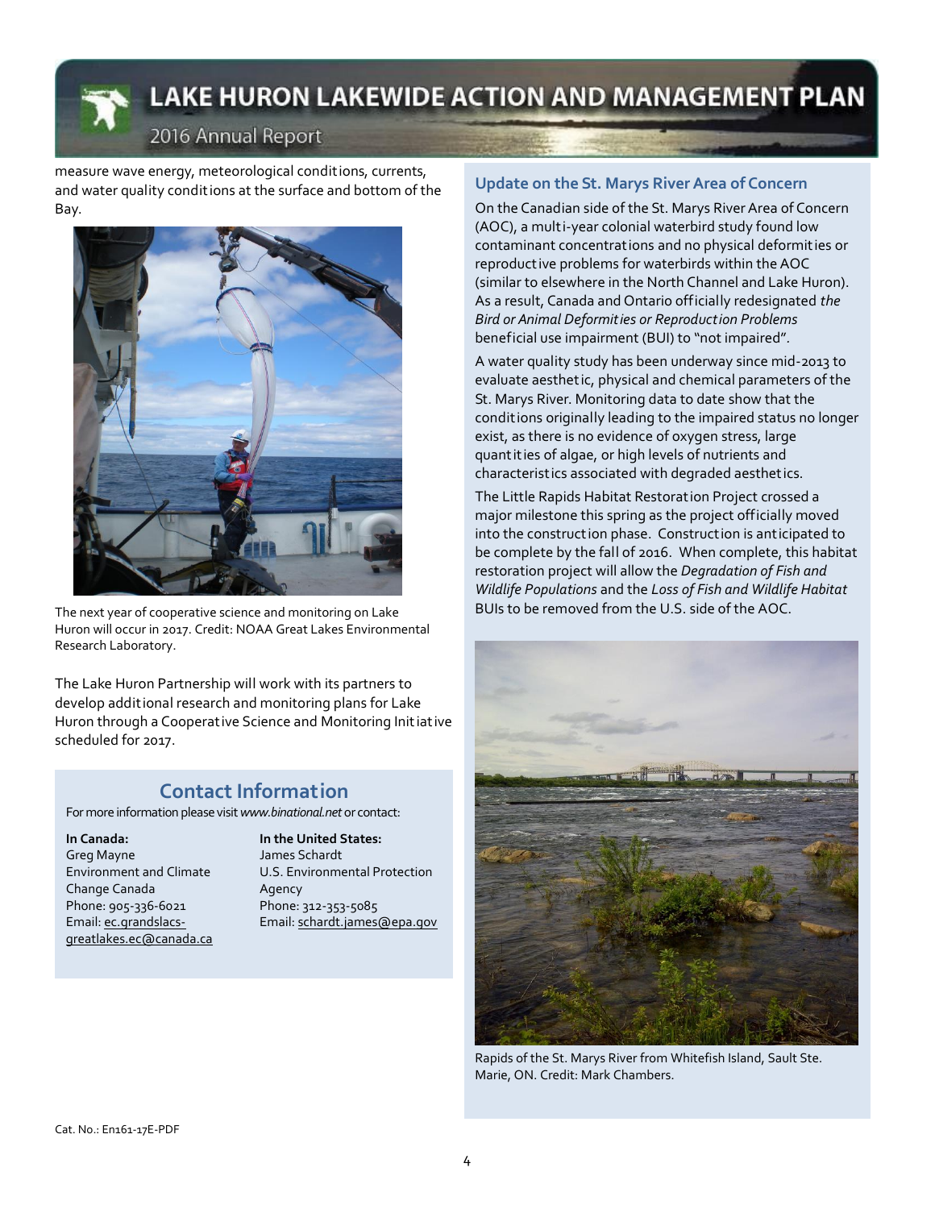measure wave energy, meteorological conditions, currents, and water quality conditions at the surface and bottom of the Bay.

The next year of cooperative science and monitoring on Lake Huron will occur in 2017. Credit: NOAA Great Lakes Environmental Research Laboratory.

The Lake Huron Partnership will work with its partners to develop additional research and monitoring plans for Lake Huron through a Cooperative Science and Monitoring Initiative scheduled for 2017.

## Contact Information

For more information please visit *www.binational.net* or contact:

**In Canada:**
Greg Mayne
Environment and Climate Change Canada
Phone: 905-336-6021
Email: ec.grandslacs-greatlakes.ec@canada.ca

**In the United States:**
James Schardt
U.S. Environmental Protection Agency
Phone: 312-353-5085
Email: schardt.james@epa.gov

## Update on the St. Marys River Area of Concern

On the Canadian side of the St. Marys River Area of Concern (AOC), a multi-year colonial waterbird study found low contaminant concentrations and no physical deformities or reproductive problems for waterbirds within the AOC (similar to elsewhere in the North Channel and Lake Huron). As a result, Canada and Ontario officially redesignated *the Bird or Animal Deformities or Reproduction Problems* beneficial use impairment (BUI) to "not impaired".

A water quality study has been underway since mid-2013 to evaluate aesthetic, physical and chemical parameters of the St. Marys River. Monitoring data to date show that the conditions originally leading to the impaired status no longer exist, as there is no evidence of oxygen stress, large quantities of algae, or high levels of nutrients and characteristics associated with degraded aesthetics.

The Little Rapids Habitat Restoration Project crossed a major milestone this spring as the project officially moved into the construction phase. Construction is anticipated to be complete by the fall of 2016. When complete, this habitat restoration project will allow the *Degradation of Fish and Wildlife Populations* and the *Loss of Fish and Wildlife Habitat* BUIs to be removed from the U.S. side of the AOC.

Rapids of the St. Marys River from Whitefish Island, Sault Ste. Marie, ON. Credit: Mark Chambers.

Cat. No.: En161-17E-PDF